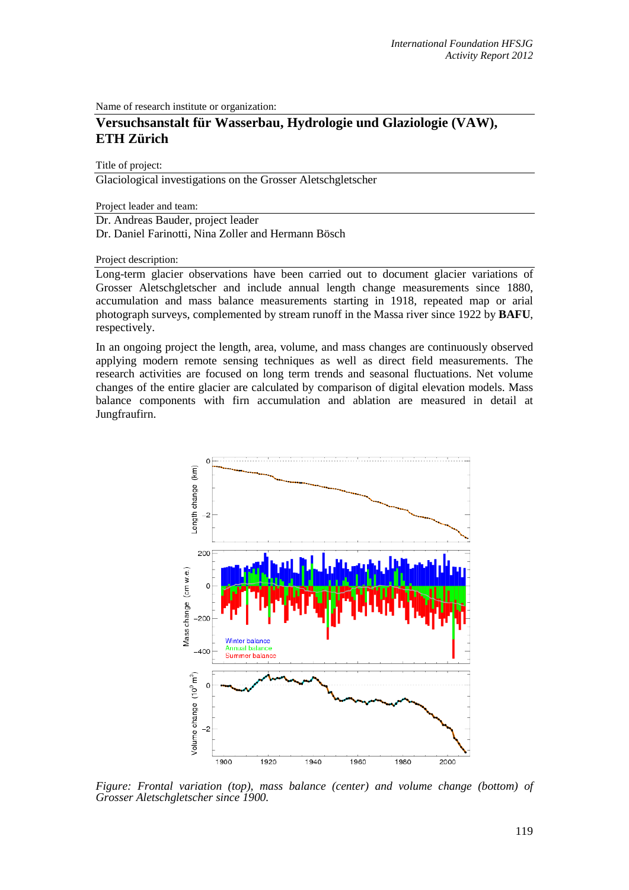Name of research institute or organization:

## Versuchsanstalt für Wasserbau, Hydrologie und Glaziologie (VAW), ETH Zürich

Title of project:

Glaciological investigations on the Grosser Aletschgletscher

Project leader and team:

Dr. Andreas Bauder, project leader
Dr. Daniel Farinotti, Nina Zoller and Hermann Bösch

Project description:

Long-term glacier observations have been carried out to document glacier variations of Grosser Aletschgletscher and include annual length change measurements since 1880, accumulation and mass balance measurements starting in 1918, repeated map or arial photograph surveys, complemented by stream runoff in the Massa river since 1922 by **BAFU**, respectively.

In an ongoing project the length, area, volume, and mass changes are continuously observed applying modern remote sensing techniques as well as direct field measurements. The research activities are focused on long term trends and seasonal fluctuations. Net volume changes of the entire glacier are calculated by comparison of digital elevation models. Mass balance components with firn accumulation and ablation are measured in detail at Jungfraufirn.

Length change (km)
0
-2

Mass change (cm w.e.)
200
0
-200
-400
Winter balance
Annual balance
Summer balance

Volume change ($10^9$ $m^3$)
0
-2

1900 1920 1940 1960 1980 2000

*Figure: Frontal variation (top), mass balance (center) and volume change (bottom) of Grosser Aletschgletscher since 1900.*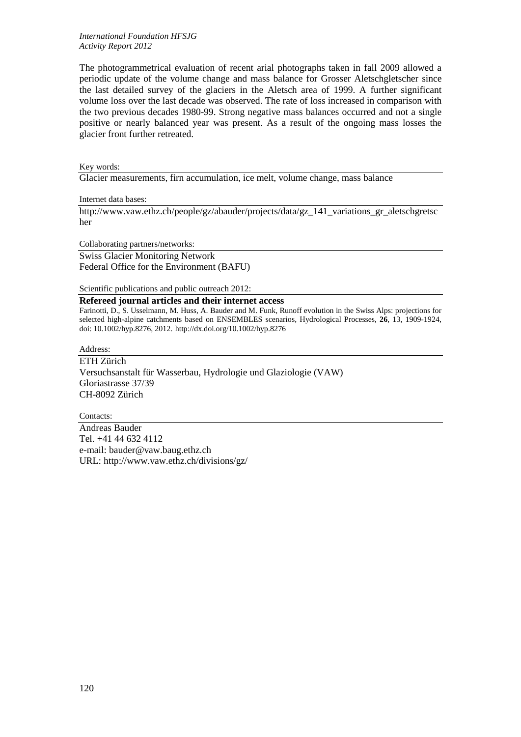The photogrammetrical evaluation of recent arial photographs taken in fall 2009 allowed a periodic update of the volume change and mass balance for Grosser Aletschgletscher since the last detailed survey of the glaciers in the Aletsch area of 1999. A further significant volume loss over the last decade was observed. The rate of loss increased in comparison with the two previous decades 1980-99. Strong negative mass balances occurred and not a single positive or nearly balanced year was present. As a result of the ongoing mass losses the glacier front further retreated.

Key words:

Glacier measurements, firn accumulation, ice melt, volume change, mass balance

Internet data bases:

http://www.vaw.ethz.ch/people/gz/abauder/projects/data/gz_141_variations_gr_aletschgretscher

Collaborating partners/networks:

Swiss Glacier Monitoring Network
Federal Office for the Environment (BAFU)

Scientific publications and public outreach 2012:

**Refereed journal articles and their internet access**

Farinotti, D., S. Usselmann, M. Huss, A. Bauder and M. Funk, Runoff evolution in the Swiss Alps: projections for selected high-alpine catchments based on ENSEMBLES scenarios, Hydrological Processes, **26**, 13, 1909-1924, doi: 10.1002/hyp.8276, 2012. http://dx.doi.org/10.1002/hyp.8276

Address:

ETH Zürich
Versuchsanstalt für Wasserbau, Hydrologie und Glaziologie (VAW)
Gloriastrasse 37/39
CH-8092 Zürich

Contacts:

Andreas Bauder
Tel. +41 44 632 4112
e-mail: bauder@vaw.baug.ethz.ch
URL: http://www.vaw.ethz.ch/divisions/gz/